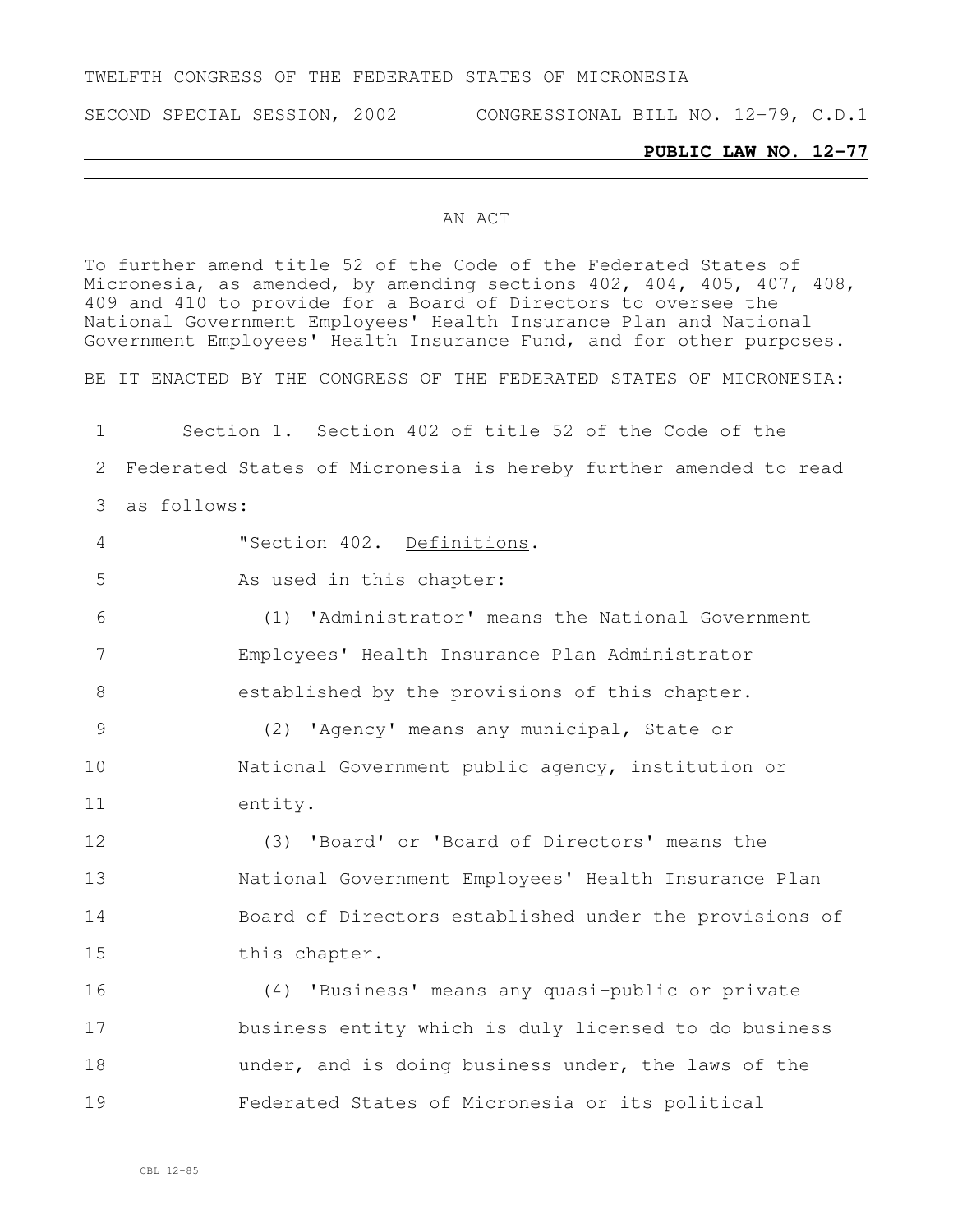TWELFTH CONGRESS OF THE FEDERATED STATES OF MICRONESIA

SECOND SPECIAL SESSION, 2002 CONGRESSIONAL BILL NO. 12-79, C.D.1

**PUBLIC LAW NO. 12-77**

AN ACT

To further amend title 52 of the Code of the Federated States of Micronesia, as amended, by amending sections 402, 404, 405, 407, 408, 409 and 410 to provide for a Board of Directors to oversee the National Government Employees' Health Insurance Plan and National Government Employees' Health Insurance Fund, and for other purposes.

BE IT ENACTED BY THE CONGRESS OF THE FEDERATED STATES OF MICRONESIA:

Section 1. Section 402 of title 52 of the Code of the Federated States of Micronesia is hereby further amended to read as follows:

"Section 402. Definitions.

As used in this chapter:

(1) 'Administrator' means the National Government Employees' Health Insurance Plan Administrator established by the provisions of this chapter.

(2) 'Agency' means any municipal, State or National Government public agency, institution or entity.

(3) 'Board' or 'Board of Directors' means the National Government Employees' Health Insurance Plan Board of Directors established under the provisions of this chapter.

(4) 'Business' means any quasi-public or private business entity which is duly licensed to do business under, and is doing business under, the laws of the Federated States of Micronesia or its political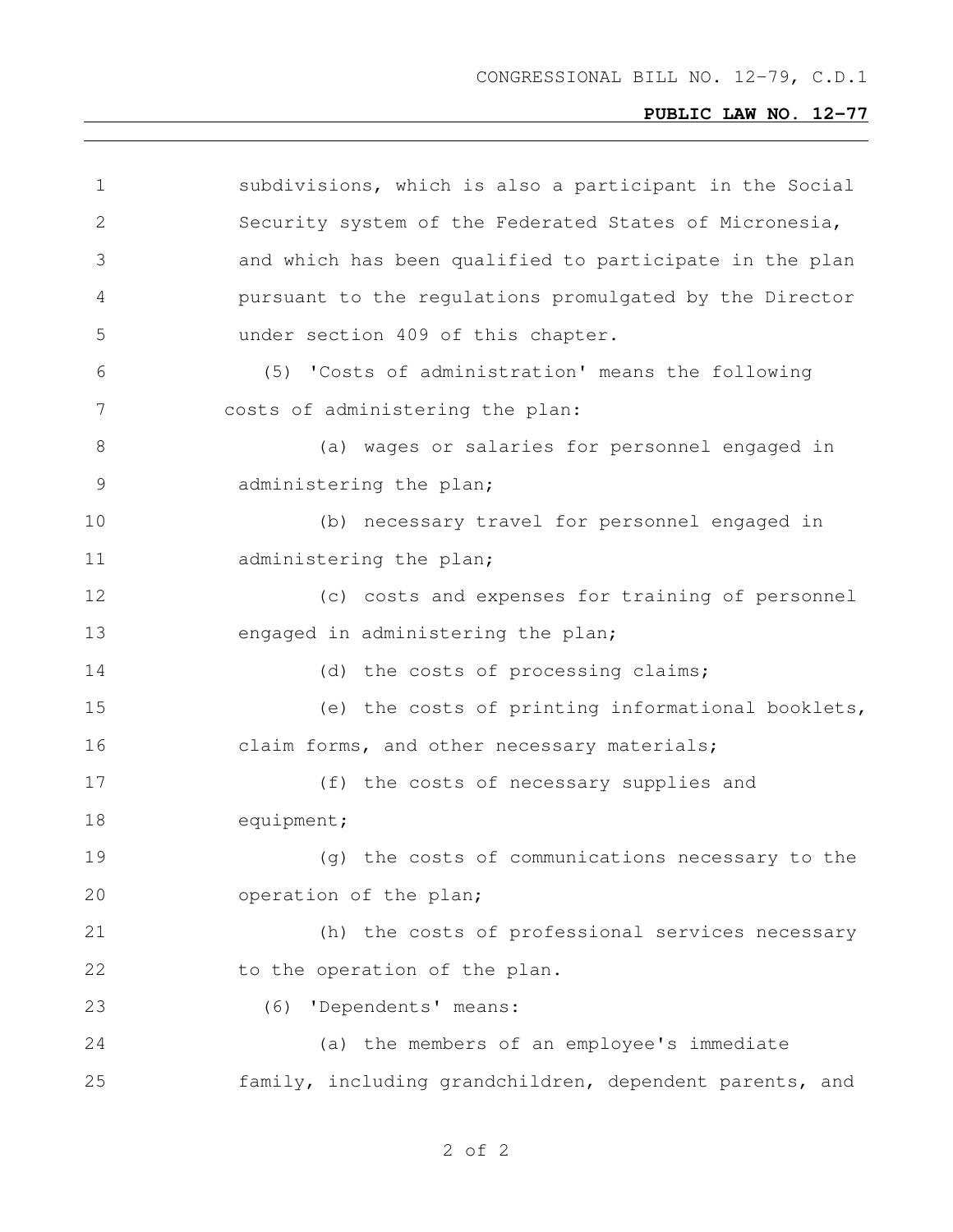subdivisions, which is also a participant in the Social Security system of the Federated States of Micronesia, and which has been qualified to participate in the plan pursuant to the regulations promulgated by the Director under section 409 of this chapter.

(5) 'Costs of administration' means the following costs of administering the plan:

(a) wages or salaries for personnel engaged in administering the plan;

(b) necessary travel for personnel engaged in administering the plan;

(c) costs and expenses for training of personnel engaged in administering the plan;

(d) the costs of processing claims;

(e) the costs of printing informational booklets, claim forms, and other necessary materials;

(f) the costs of necessary supplies and equipment;

(g) the costs of communications necessary to the operation of the plan;

(h) the costs of professional services necessary to the operation of the plan.

(6) 'Dependents' means:

(a) the members of an employee's immediate family, including grandchildren, dependent parents, and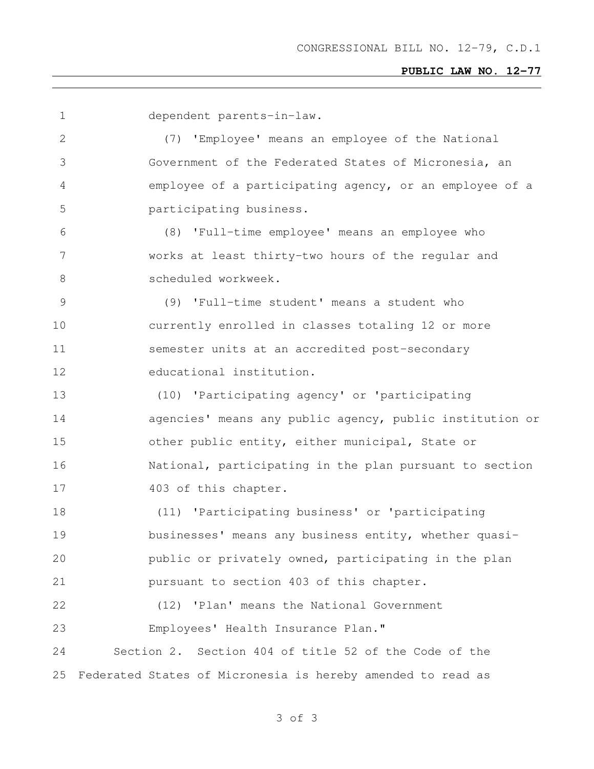dependent parents-in-law.

(7) 'Employee' means an employee of the National Government of the Federated States of Micronesia, an employee of a participating agency, or an employee of a participating business.

(8) 'Full-time employee' means an employee who works at least thirty-two hours of the regular and scheduled workweek.

(9) 'Full-time student' means a student who currently enrolled in classes totaling 12 or more semester units at an accredited post-secondary educational institution.

(10) 'Participating agency' or 'participating agencies' means any public agency, public institution or other public entity, either municipal, State or National, participating in the plan pursuant to section 403 of this chapter.

(11) 'Participating business' or 'participating businesses' means any business entity, whether quasi-public or privately owned, participating in the plan pursuant to section 403 of this chapter.

(12) 'Plan' means the National Government Employees' Health Insurance Plan."

Section 2. Section 404 of title 52 of the Code of the Federated States of Micronesia is hereby amended to read as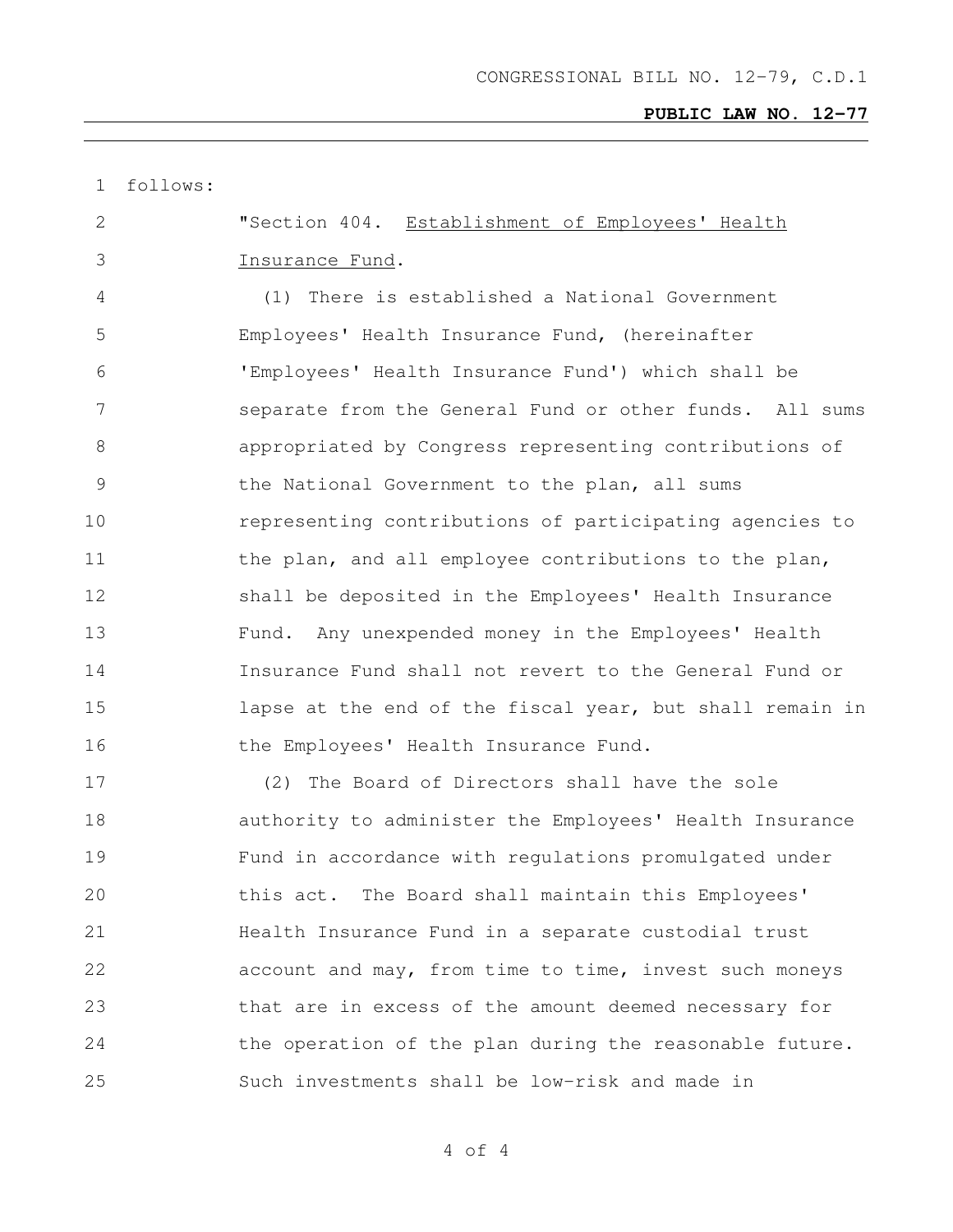follows:

"Section 404. <u>Establishment of Employees' Health Insurance Fund</u>.

(1) There is established a National Government Employees' Health Insurance Fund, (hereinafter 'Employees' Health Insurance Fund') which shall be separate from the General Fund or other funds. All sums appropriated by Congress representing contributions of the National Government to the plan, all sums representing contributions of participating agencies to the plan, and all employee contributions to the plan, shall be deposited in the Employees' Health Insurance Fund. Any unexpended money in the Employees' Health Insurance Fund shall not revert to the General Fund or lapse at the end of the fiscal year, but shall remain in the Employees' Health Insurance Fund.

(2) The Board of Directors shall have the sole authority to administer the Employees' Health Insurance Fund in accordance with regulations promulgated under this act. The Board shall maintain this Employees' Health Insurance Fund in a separate custodial trust account and may, from time to time, invest such moneys that are in excess of the amount deemed necessary for the operation of the plan during the reasonable future. Such investments shall be low-risk and made in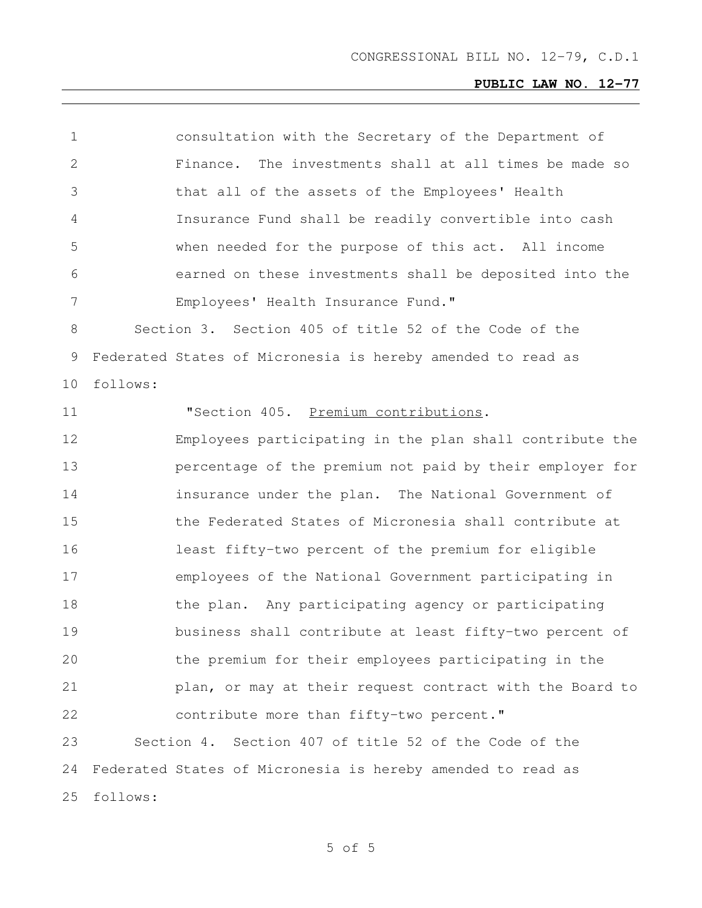consultation with the Secretary of the Department of Finance. The investments shall at all times be made so that all of the assets of the Employees' Health Insurance Fund shall be readily convertible into cash when needed for the purpose of this act. All income earned on these investments shall be deposited into the Employees' Health Insurance Fund."

Section 3. Section 405 of title 52 of the Code of the Federated States of Micronesia is hereby amended to read as follows:

"Section 405. Premium contributions.

Employees participating in the plan shall contribute the percentage of the premium not paid by their employer for insurance under the plan. The National Government of the Federated States of Micronesia shall contribute at least fifty-two percent of the premium for eligible employees of the National Government participating in the plan. Any participating agency or participating business shall contribute at least fifty-two percent of the premium for their employees participating in the plan, or may at their request contract with the Board to contribute more than fifty-two percent."

Section 4. Section 407 of title 52 of the Code of the Federated States of Micronesia is hereby amended to read as follows: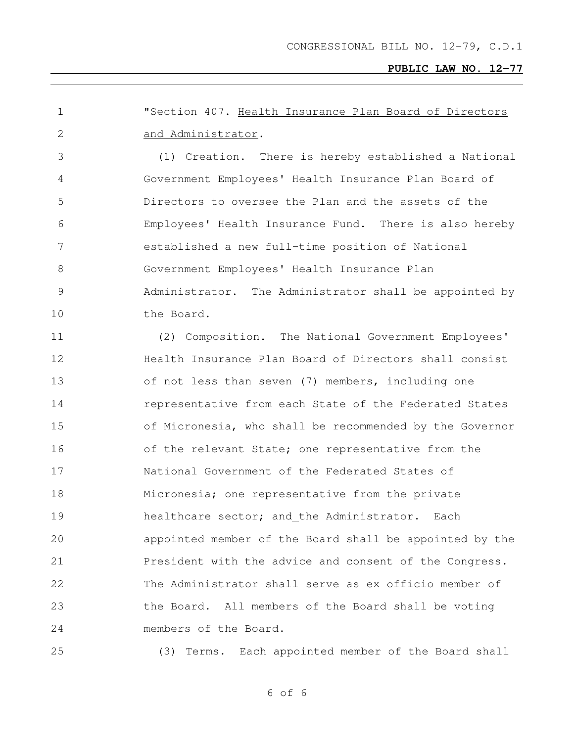"Section 407. <u>Health Insurance Plan Board of Directors and Administrator</u>.

(1) Creation. There is hereby established a National Government Employees' Health Insurance Plan Board of Directors to oversee the Plan and the assets of the Employees' Health Insurance Fund. There is also hereby established a new full-time position of National Government Employees' Health Insurance Plan Administrator. The Administrator shall be appointed by the Board.

(2) Composition. The National Government Employees' Health Insurance Plan Board of Directors shall consist of not less than seven (7) members, including one representative from each State of the Federated States of Micronesia, who shall be recommended by the Governor of the relevant State; one representative from the National Government of the Federated States of Micronesia; one representative from the private healthcare sector; and_the Administrator. Each appointed member of the Board shall be appointed by the President with the advice and consent of the Congress. The Administrator shall serve as ex officio member of the Board. All members of the Board shall be voting members of the Board.

(3) Terms. Each appointed member of the Board shall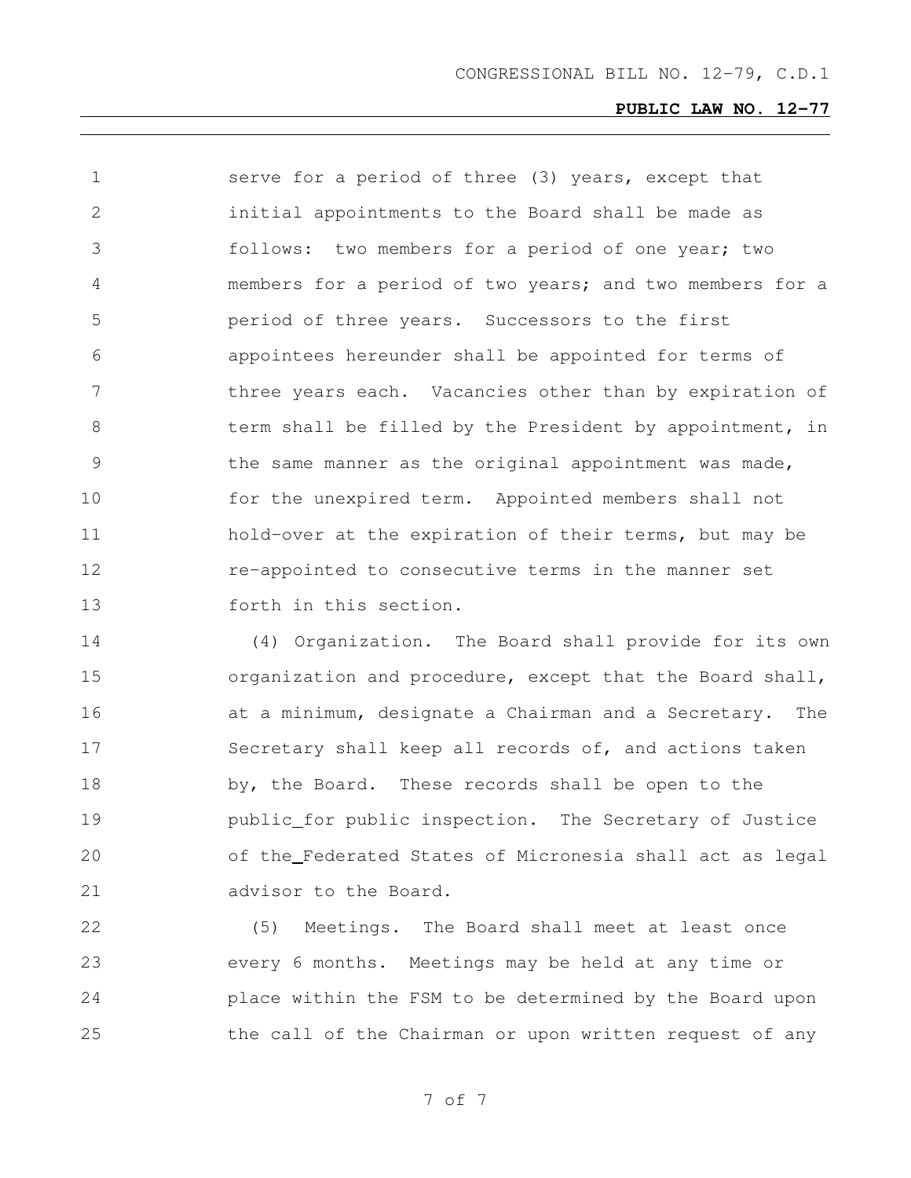serve for a period of three (3) years, except that initial appointments to the Board shall be made as follows: two members for a period of one year; two members for a period of two years; and two members for a period of three years. Successors to the first appointees hereunder shall be appointed for terms of three years each. Vacancies other than by expiration of term shall be filled by the President by appointment, in the same manner as the original appointment was made, for the unexpired term. Appointed members shall not hold-over at the expiration of their terms, but may be re-appointed to consecutive terms in the manner set forth in this section.

(4) Organization. The Board shall provide for its own organization and procedure, except that the Board shall, at a minimum, designate a Chairman and a Secretary. The Secretary shall keep all records of, and actions taken by, the Board. These records shall be open to the public for public inspection. The Secretary of Justice of the Federated States of Micronesia shall act as legal advisor to the Board.

(5) Meetings. The Board shall meet at least once every 6 months. Meetings may be held at any time or place within the FSM to be determined by the Board upon the call of the Chairman or upon written request of any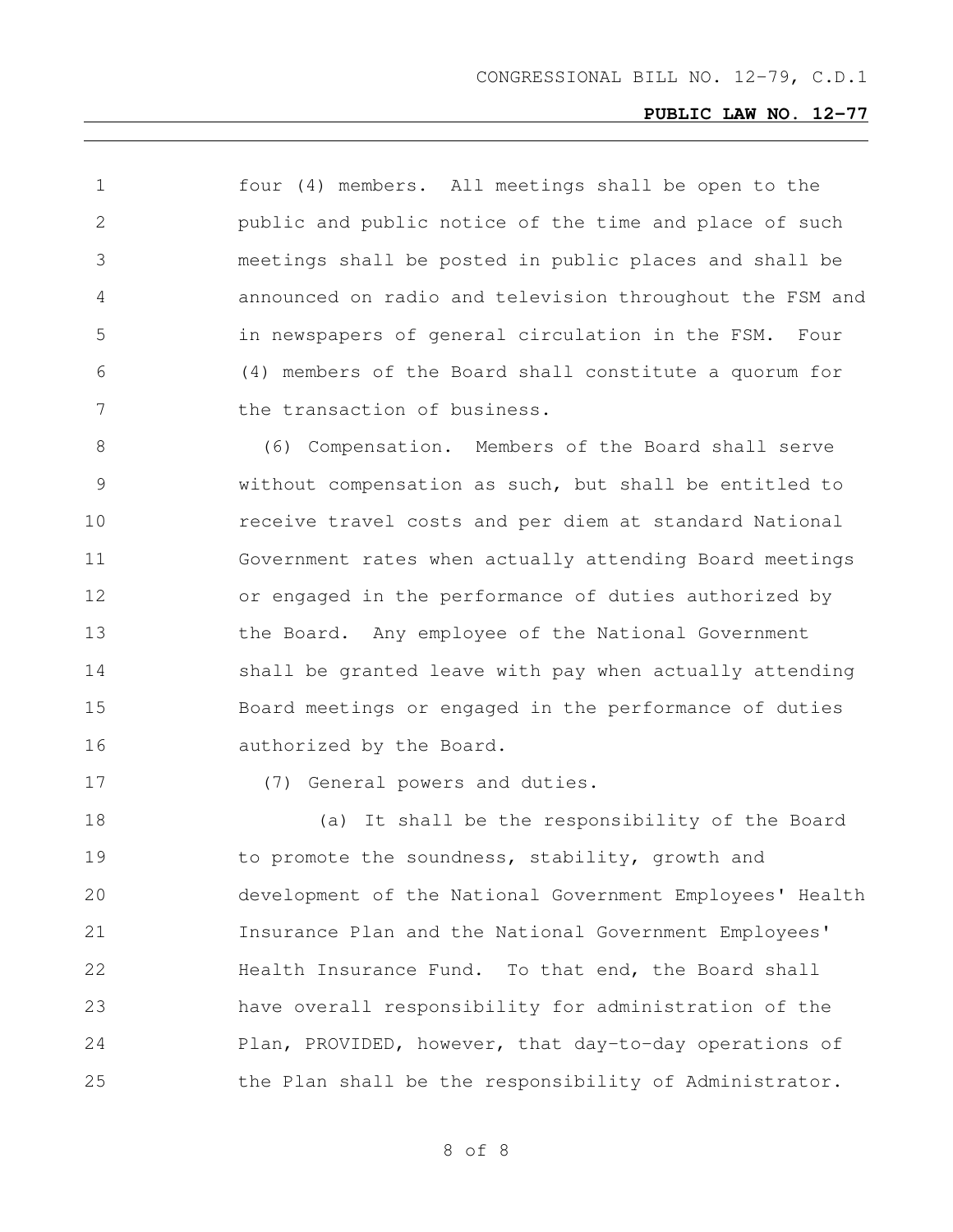four (4) members. All meetings shall be open to the public and public notice of the time and place of such meetings shall be posted in public places and shall be announced on radio and television throughout the FSM and in newspapers of general circulation in the FSM. Four (4) members of the Board shall constitute a quorum for the transaction of business.

(6) Compensation. Members of the Board shall serve without compensation as such, but shall be entitled to receive travel costs and per diem at standard National Government rates when actually attending Board meetings or engaged in the performance of duties authorized by the Board. Any employee of the National Government shall be granted leave with pay when actually attending Board meetings or engaged in the performance of duties authorized by the Board.

(7) General powers and duties.

(a) It shall be the responsibility of the Board to promote the soundness, stability, growth and development of the National Government Employees' Health Insurance Plan and the National Government Employees' Health Insurance Fund. To that end, the Board shall have overall responsibility for administration of the Plan, PROVIDED, however, that day-to-day operations of the Plan shall be the responsibility of Administrator.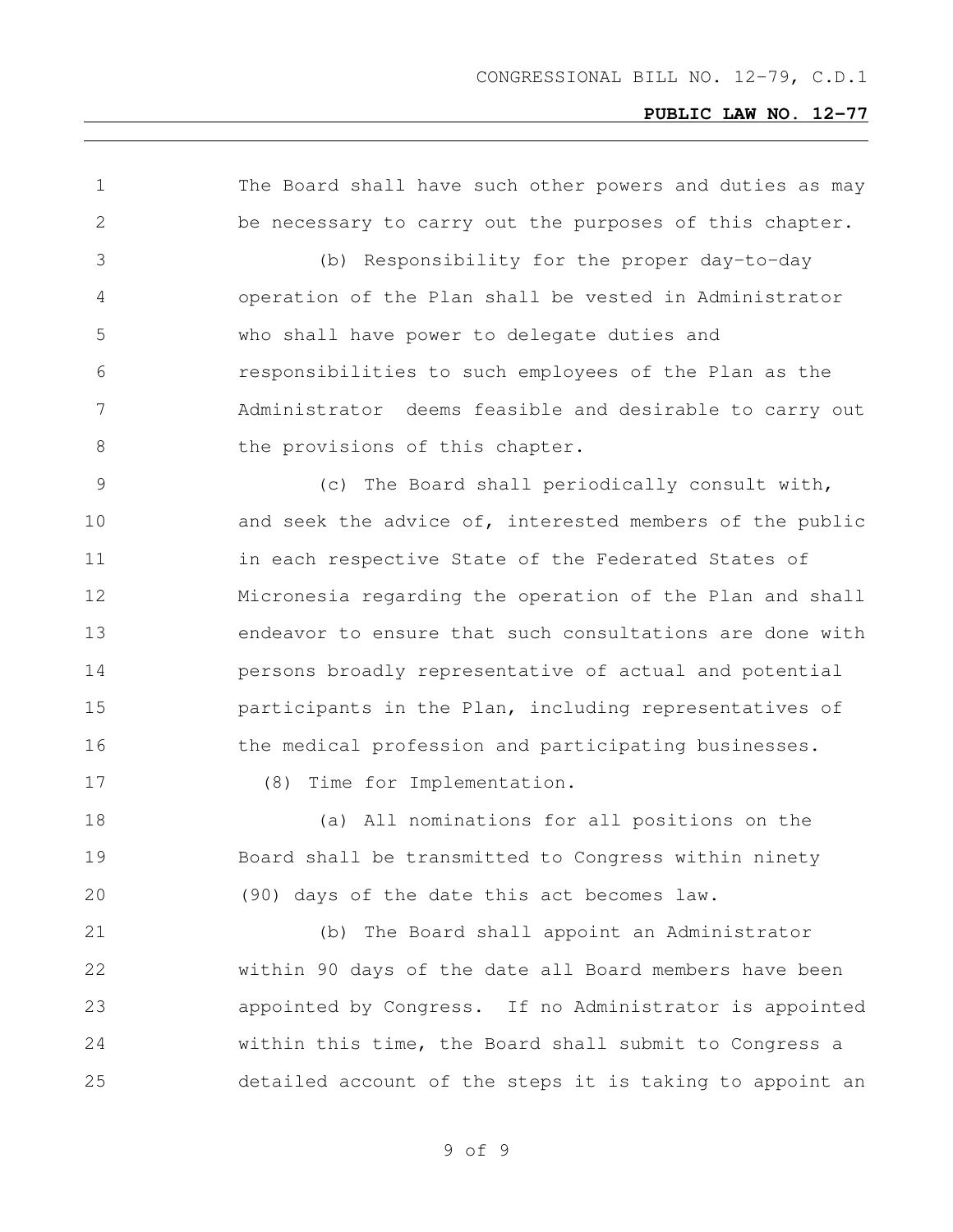The Board shall have such other powers and duties as may be necessary to carry out the purposes of this chapter.

(b) Responsibility for the proper day-to-day operation of the Plan shall be vested in Administrator who shall have power to delegate duties and responsibilities to such employees of the Plan as the Administrator deems feasible and desirable to carry out the provisions of this chapter.

(c) The Board shall periodically consult with, and seek the advice of, interested members of the public in each respective State of the Federated States of Micronesia regarding the operation of the Plan and shall endeavor to ensure that such consultations are done with persons broadly representative of actual and potential participants in the Plan, including representatives of the medical profession and participating businesses.

(8) Time for Implementation.

(a) All nominations for all positions on the Board shall be transmitted to Congress within ninety (90) days of the date this act becomes law.

(b) The Board shall appoint an Administrator within 90 days of the date all Board members have been appointed by Congress. If no Administrator is appointed within this time, the Board shall submit to Congress a detailed account of the steps it is taking to appoint an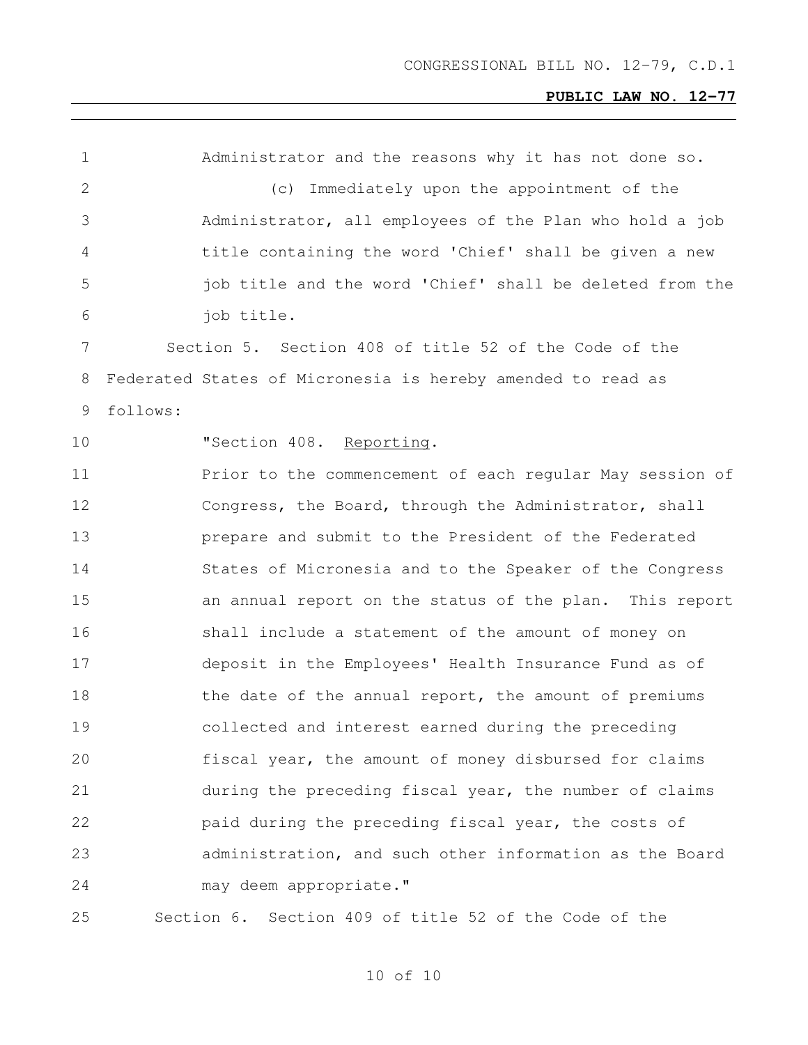Administrator and the reasons why it has not done so.

(c) Immediately upon the appointment of the Administrator, all employees of the Plan who hold a job title containing the word 'Chief' shall be given a new job title and the word 'Chief' shall be deleted from the job title.

Section 5. Section 408 of title 52 of the Code of the Federated States of Micronesia is hereby amended to read as follows:

"Section 408. Reporting.

Prior to the commencement of each regular May session of Congress, the Board, through the Administrator, shall prepare and submit to the President of the Federated States of Micronesia and to the Speaker of the Congress an annual report on the status of the plan. This report shall include a statement of the amount of money on deposit in the Employees' Health Insurance Fund as of the date of the annual report, the amount of premiums collected and interest earned during the preceding fiscal year, the amount of money disbursed for claims during the preceding fiscal year, the number of claims paid during the preceding fiscal year, the costs of administration, and such other information as the Board may deem appropriate."

Section 6. Section 409 of title 52 of the Code of the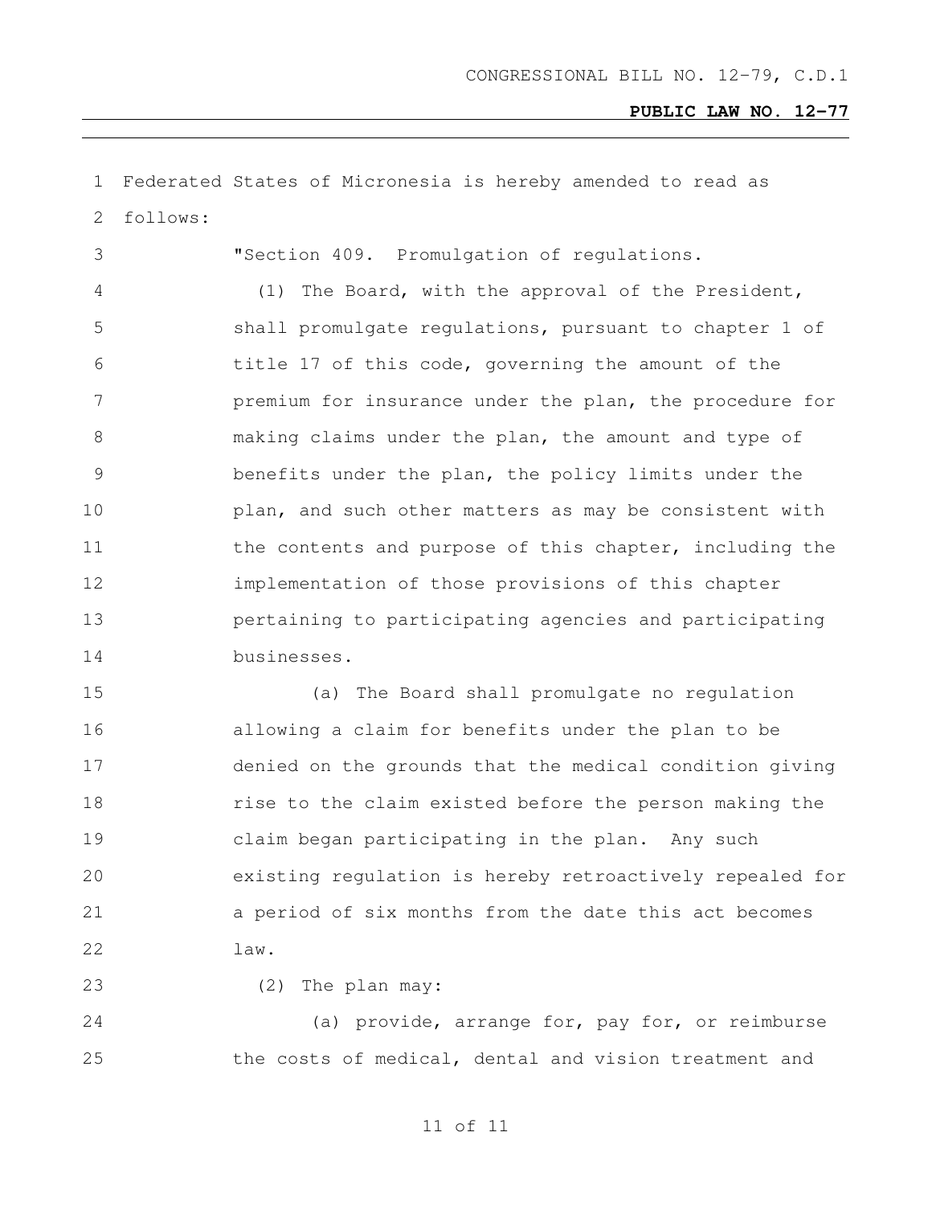Federated States of Micronesia is hereby amended to read as follows:

"Section 409. Promulgation of regulations.

(1) The Board, with the approval of the President, shall promulgate regulations, pursuant to chapter 1 of title 17 of this code, governing the amount of the premium for insurance under the plan, the procedure for making claims under the plan, the amount and type of benefits under the plan, the policy limits under the plan, and such other matters as may be consistent with the contents and purpose of this chapter, including the implementation of those provisions of this chapter pertaining to participating agencies and participating businesses.

(a) The Board shall promulgate no regulation allowing a claim for benefits under the plan to be denied on the grounds that the medical condition giving rise to the claim existed before the person making the claim began participating in the plan. Any such existing regulation is hereby retroactively repealed for a period of six months from the date this act becomes law.

(2) The plan may:

(a) provide, arrange for, pay for, or reimburse the costs of medical, dental and vision treatment and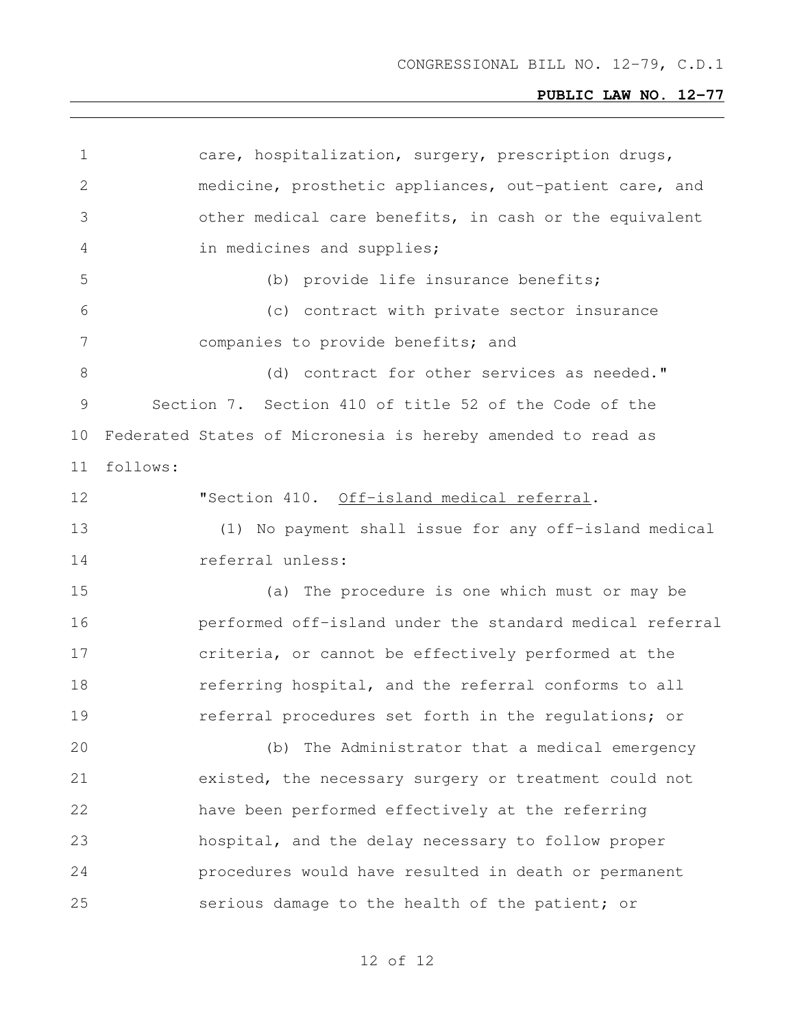care, hospitalization, surgery, prescription drugs, medicine, prosthetic appliances, out-patient care, and other medical care benefits, in cash or the equivalent in medicines and supplies;

(b) provide life insurance benefits;

(c) contract with private sector insurance companies to provide benefits; and

(d) contract for other services as needed."

Section 7. Section 410 of title 52 of the Code of the Federated States of Micronesia is hereby amended to read as follows:

"Section 410. Off-island medical referral.

(1) No payment shall issue for any off-island medical referral unless:

(a) The procedure is one which must or may be performed off-island under the standard medical referral criteria, or cannot be effectively performed at the referring hospital, and the referral conforms to all referral procedures set forth in the regulations; or

(b) The Administrator that a medical emergency existed, the necessary surgery or treatment could not have been performed effectively at the referring hospital, and the delay necessary to follow proper procedures would have resulted in death or permanent serious damage to the health of the patient; or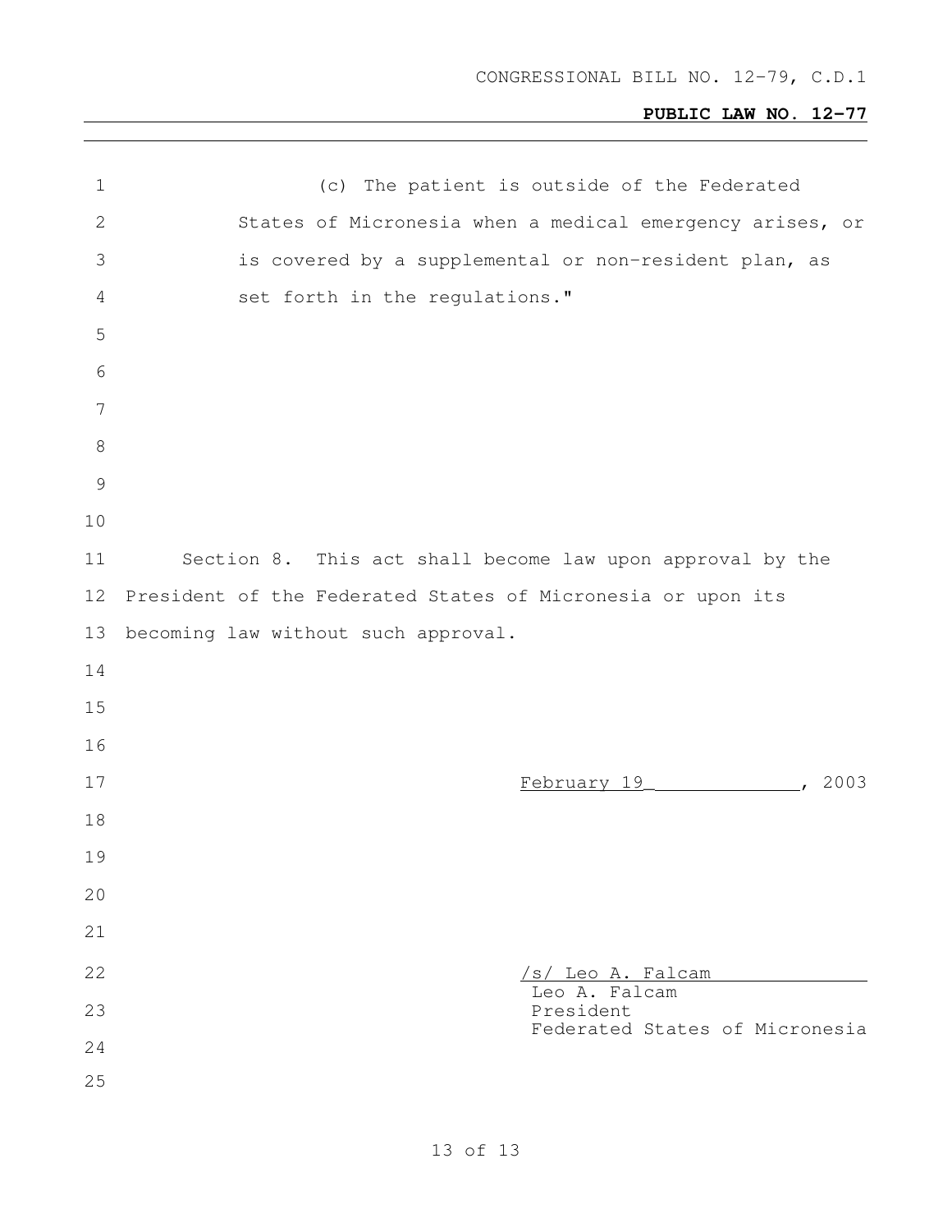(c) The patient is outside of the Federated States of Micronesia when a medical emergency arises, or is covered by a supplemental or non-resident plan, as set forth in the regulations."

Section 8. This act shall become law upon approval by the President of the Federated States of Micronesia or upon its becoming law without such approval.

February 19, 2003

/s/ Leo A. Falcam
Leo A. Falcam
President
Federated States of Micronesia